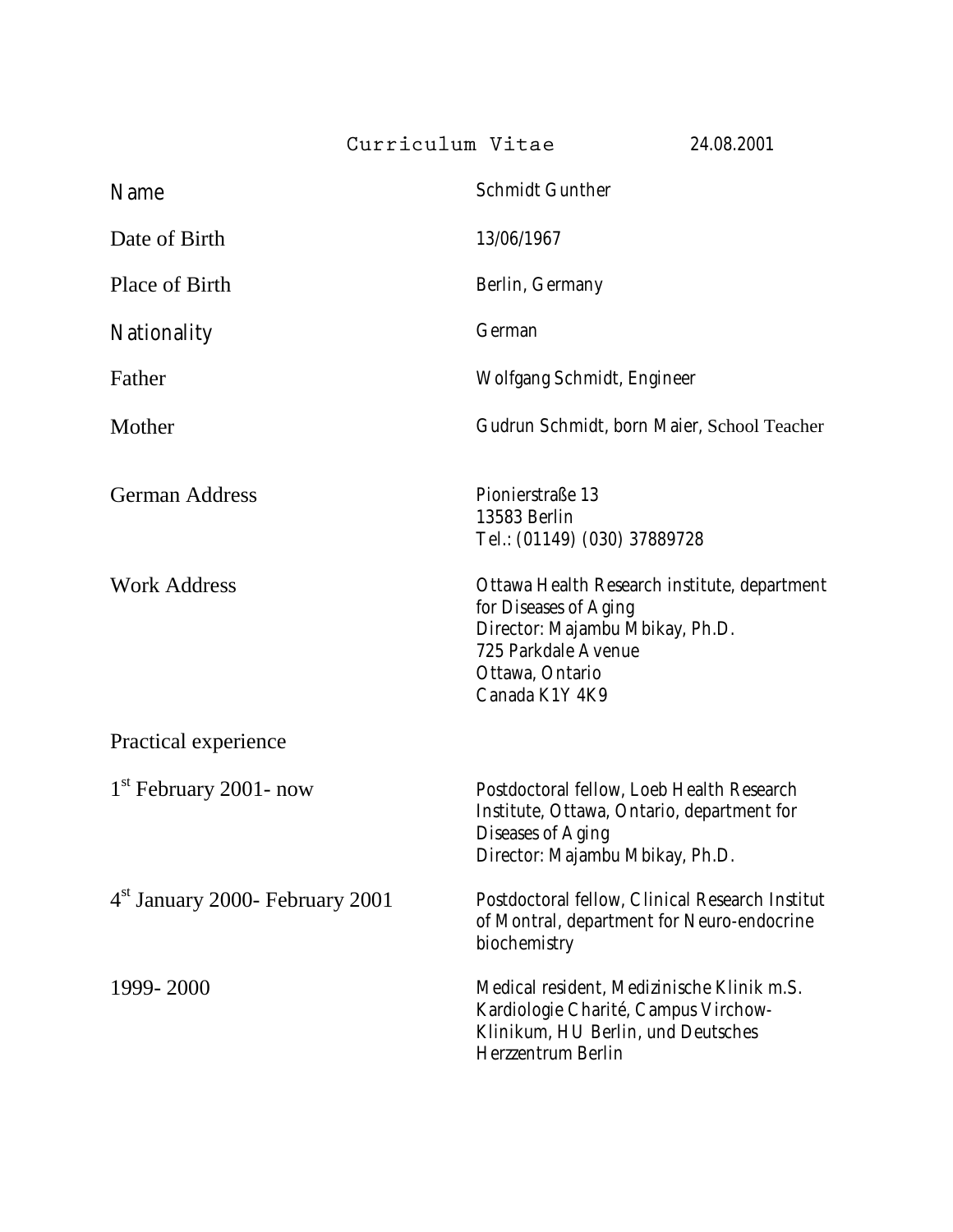# Curriculum Vitae

24.08.2001

| | |
|---|---|
| Name | Schmidt Gunther |
| Date of Birth | 13/06/1967 |
| Place of Birth | Berlin, Germany |
| Nationality | German |
| Father | Wolfgang Schmidt, Engineer |
| Mother | Gudrun Schmidt, born Maier, School Teacher |
| German Address | Pionierstraße 13<br>13583 Berlin<br>Tel.: (01149) (030) 37889728 |
| Work Address | Ottawa Health Research institute, department for Diseases of Aging<br>Director: Majambu Mbikay, Ph.D.<br>725 Parkdale Avenue<br>Ottawa, Ontario<br>Canada K1Y 4K9 |

## Practical experience

| | |
|---|---|
| 1st February 2001- now | Postdoctoral fellow, Loeb Health Research Institute, Ottawa, Ontario, department for Diseases of Aging<br>Director: Majambu Mbikay, Ph.D. |
| 4st January 2000- February 2001 | Postdoctoral fellow, Clinical Research Institut of Montral, department for Neuro-endocrine biochemistry |
| 1999- 2000 | Medical resident, Medizinische Klinik m.S. Kardiologie Charité, Campus Virchow-Klinikum, HU Berlin, und Deutsches Herzzentrum Berlin |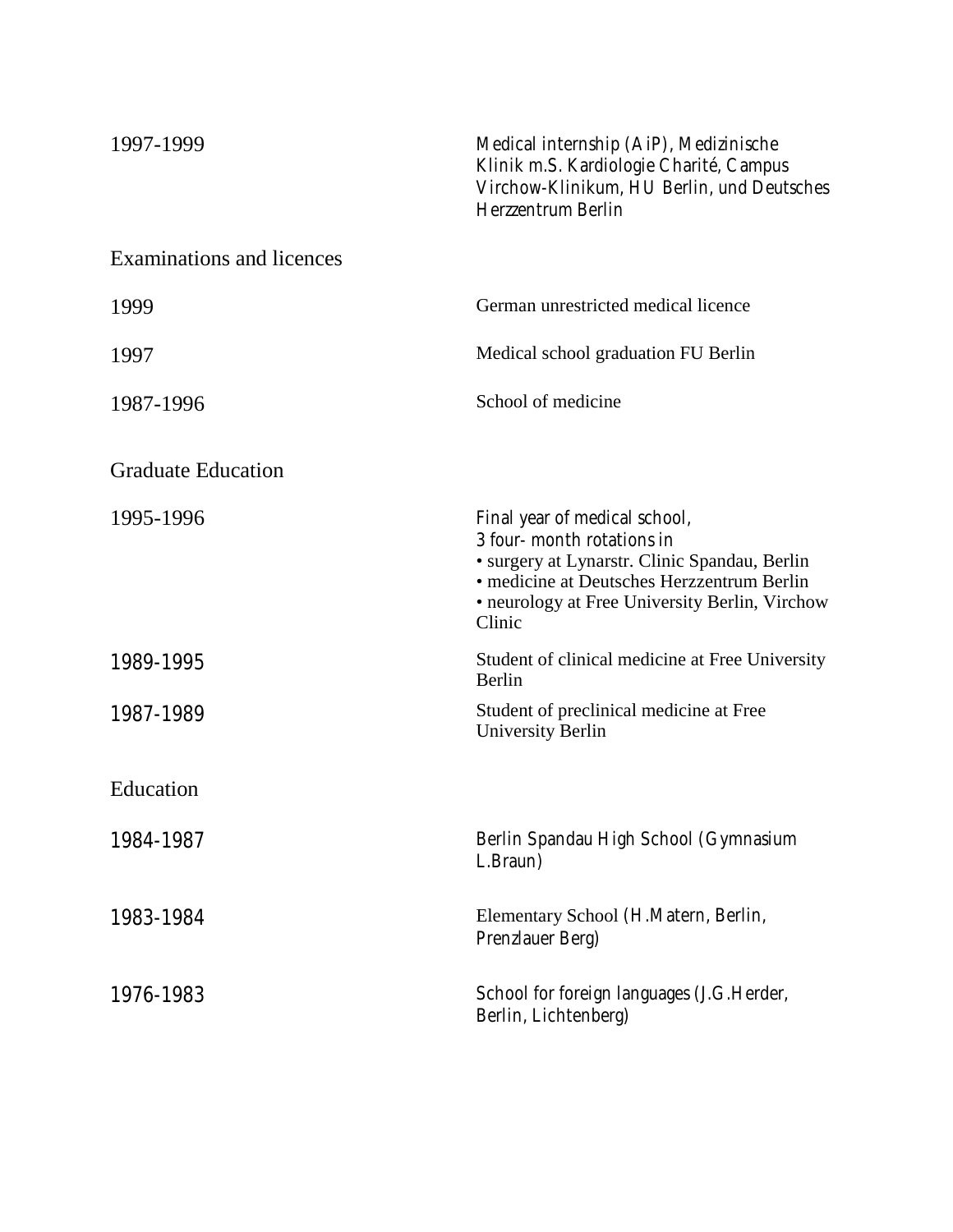| | |
|---|---|
| 1997-1999 | Medical internship (AiP), Medizinische Klinik m.S. Kardiologie Charité, Campus Virchow-Klinikum, HU Berlin, und Deutsches Herzzentrum Berlin |

## Examinations and licences

| | |
|---|---|
| 1999 | German unrestricted medical licence |
| 1997 | Medical school graduation FU Berlin |
| 1987-1996 | School of medicine |

## Graduate Education

| | |
|---|---|
| 1995-1996 | Final year of medical school,<br>3 four- month rotations in<br>• surgery at Lynarstr. Clinic Spandau, Berlin<br>• medicine at Deutsches Herzzentrum Berlin<br>• neurology at Free University Berlin, Virchow Clinic |
| 1989-1995 | Student of clinical medicine at Free University Berlin |
| 1987-1989 | Student of preclinical medicine at Free University Berlin |

## Education

| | |
|---|---|
| 1984-1987 | Berlin Spandau High School (Gymnasium L.Braun) |
| 1983-1984 | Elementary School (H.Matern, Berlin, Prenzlauer Berg) |
| 1976-1983 | School for foreign languages (J.G.Herder, Berlin, Lichtenberg) |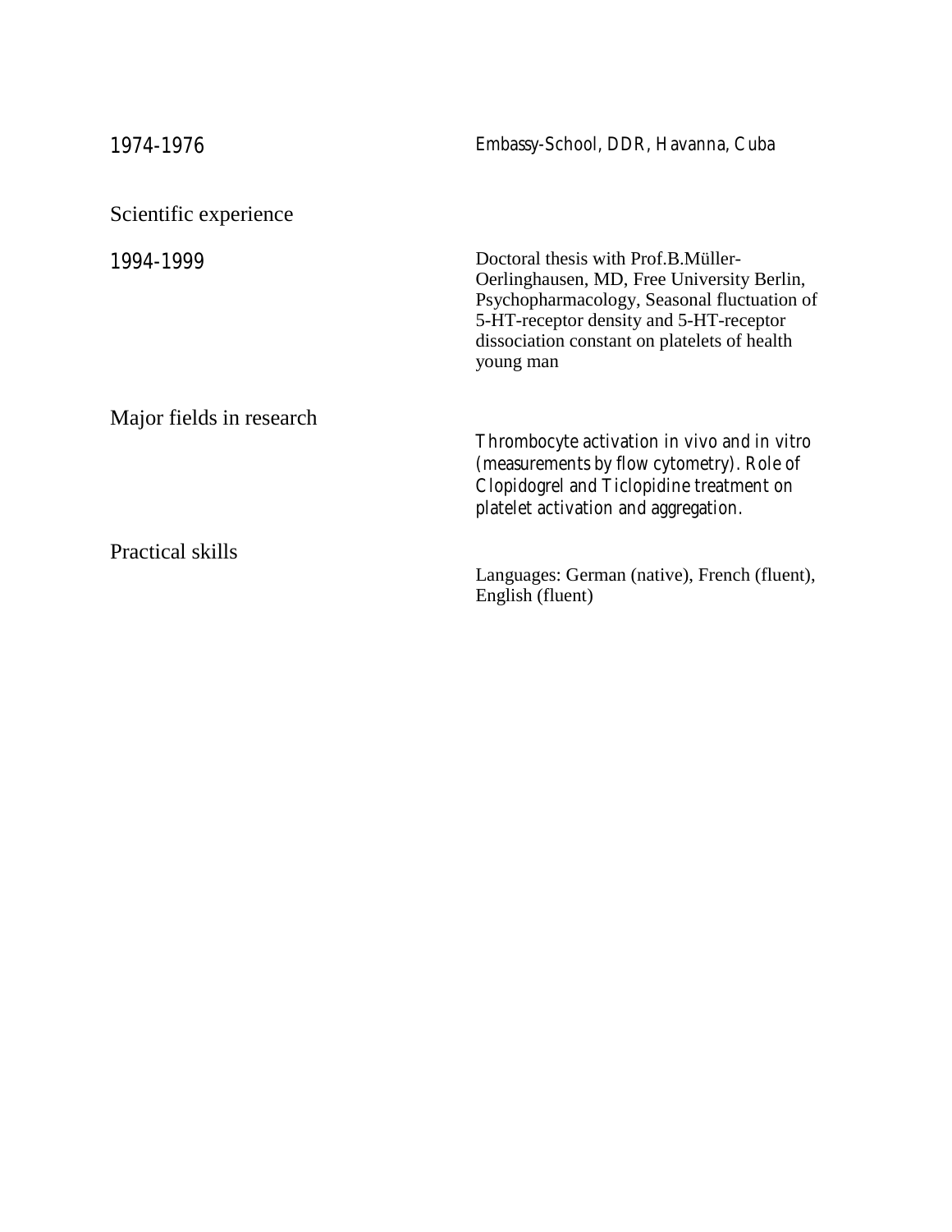1974-1976 Embassy-School, DDR, Havanna, Cuba

## Scientific experience

1994-1999 Doctoral thesis with Prof.B.Müller-Oerlinghausen, MD, Free University Berlin, Psychopharmacology, Seasonal fluctuation of 5-HT-receptor density and 5-HT-receptor dissociation constant on platelets of health young man

## Major fields in research

Thrombocyte activation in vivo and in vitro (measurements by flow cytometry). Role of Clopidogrel and Ticlopidine treatment on platelet activation and aggregation.

## Practical skills

Languages: German (native), French (fluent), English (fluent)